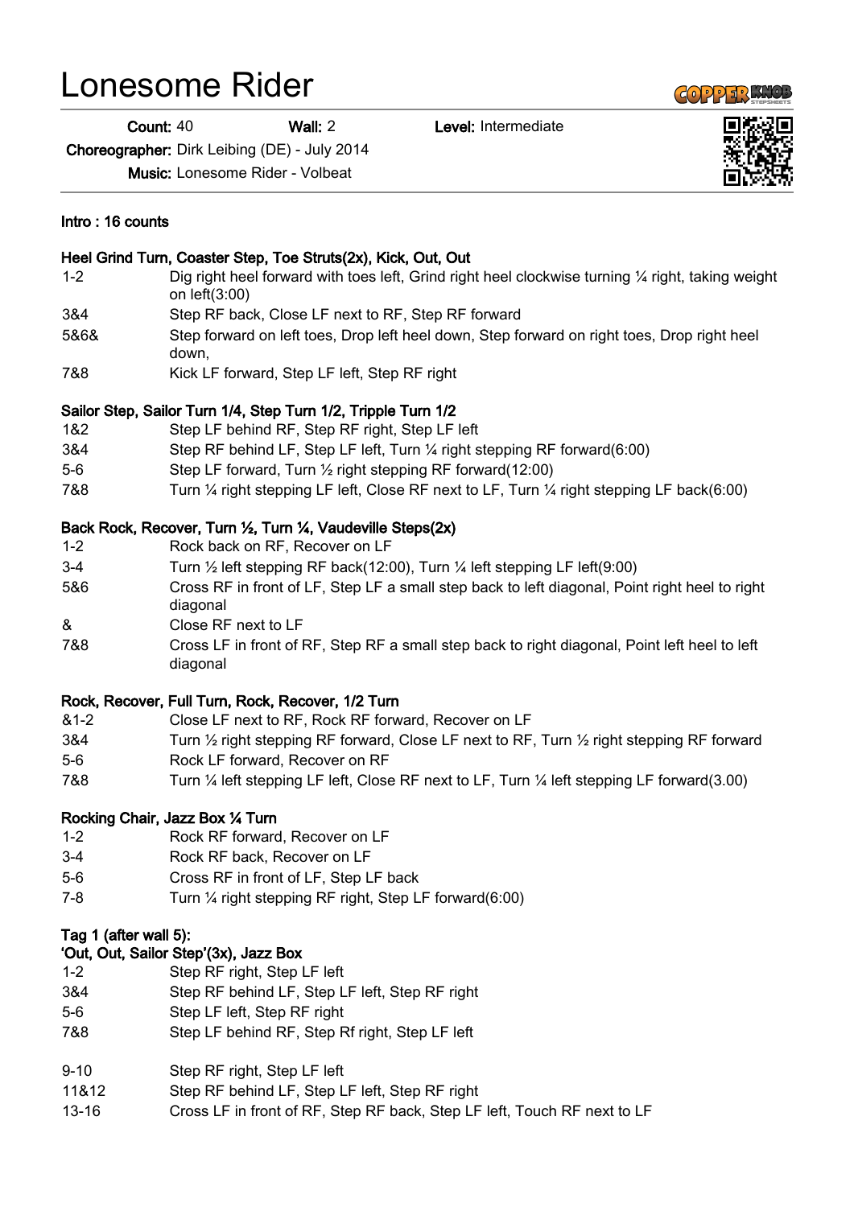# Lonesome Rider

**Count:** 40 **Wall:** 2 **Level:** Intermediate

**Choreographer:** Dirk Leibing (DE) - July 2014

**Music:** Lonesome Rider - Volbeat

**Intro : 16 counts**

**Heel Grind Turn, Coaster Step, Toe Struts(2x), Kick, Out, Out**

| | |
|---|---|
| 1-2 | Dig right heel forward with toes left, Grind right heel clockwise turning ¼ right, taking weight on left(3:00) |
| 3&4 | Step RF back, Close LF next to RF, Step RF forward |
| 5&6& | Step forward on left toes, Drop left heel down, Step forward on right toes, Drop right heel down, |
| 7&8 | Kick LF forward, Step LF left, Step RF right |

**Sailor Step, Sailor Turn 1/4, Step Turn 1/2, Tripple Turn 1/2**

| | |
|---|---|
| 1&2 | Step LF behind RF, Step RF right, Step LF left |
| 3&4 | Step RF behind LF, Step LF left, Turn ¼ right stepping RF forward(6:00) |
| 5-6 | Step LF forward, Turn ½ right stepping RF forward(12:00) |
| 7&8 | Turn ¼ right stepping LF left, Close RF next to LF, Turn ¼ right stepping LF back(6:00) |

**Back Rock, Recover, Turn ½, Turn ¼, Vaudeville Steps(2x)**

| | |
|---|---|
| 1-2 | Rock back on RF, Recover on LF |
| 3-4 | Turn ½ left stepping RF back(12:00), Turn ¼ left stepping LF left(9:00) |
| 5&6 | Cross RF in front of LF, Step LF a small step back to left diagonal, Point right heel to right diagonal |
| & | Close RF next to LF |
| 7&8 | Cross LF in front of RF, Step RF a small step back to right diagonal, Point left heel to left diagonal |

**Rock, Recover, Full Turn, Rock, Recover, 1/2 Turn**

| | |
|---|---|
| &1-2 | Close LF next to RF, Rock RF forward, Recover on LF |
| 3&4 | Turn ½ right stepping RF forward, Close LF next to RF, Turn ½ right stepping RF forward |
| 5-6 | Rock LF forward, Recover on RF |
| 7&8 | Turn ¼ left stepping LF left, Close RF next to LF, Turn ¼ left stepping LF forward(3.00) |

**Rocking Chair, Jazz Box ¼ Turn**

| | |
|---|---|
| 1-2 | Rock RF forward, Recover on LF |
| 3-4 | Rock RF back, Recover on LF |
| 5-6 | Cross RF in front of LF, Step LF back |
| 7-8 | Turn ¼ right stepping RF right, Step LF forward(6:00) |

**Tag 1 (after wall 5):**
**'Out, Out, Sailor Step'(3x), Jazz Box**

| | |
|---|---|
| 1-2 | Step RF right, Step LF left |
| 3&4 | Step RF behind LF, Step LF left, Step RF right |
| 5-6 | Step LF left, Step RF right |
| 7&8 | Step LF behind RF, Step Rf right, Step LF left |
| 9-10 | Step RF right, Step LF left |
| 11&12 | Step RF behind LF, Step LF left, Step RF right |
| 13-16 | Cross LF in front of RF, Step RF back, Step LF left, Touch RF next to LF |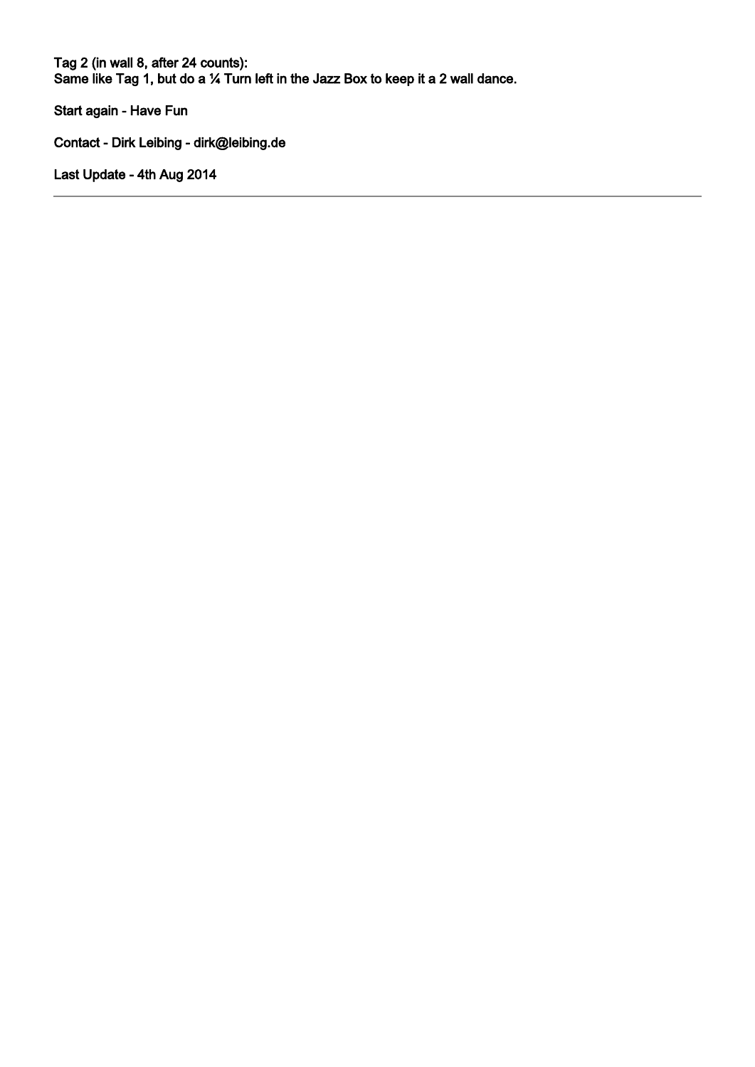**Tag 2 (in wall 8, after 24 counts):**
**Same like Tag 1, but do a ¼ Turn left in the Jazz Box to keep it a 2 wall dance.**

**Start again - Have Fun**

**Contact - Dirk Leibing - dirk@leibing.de**

**Last Update - 4th Aug 2014**

---